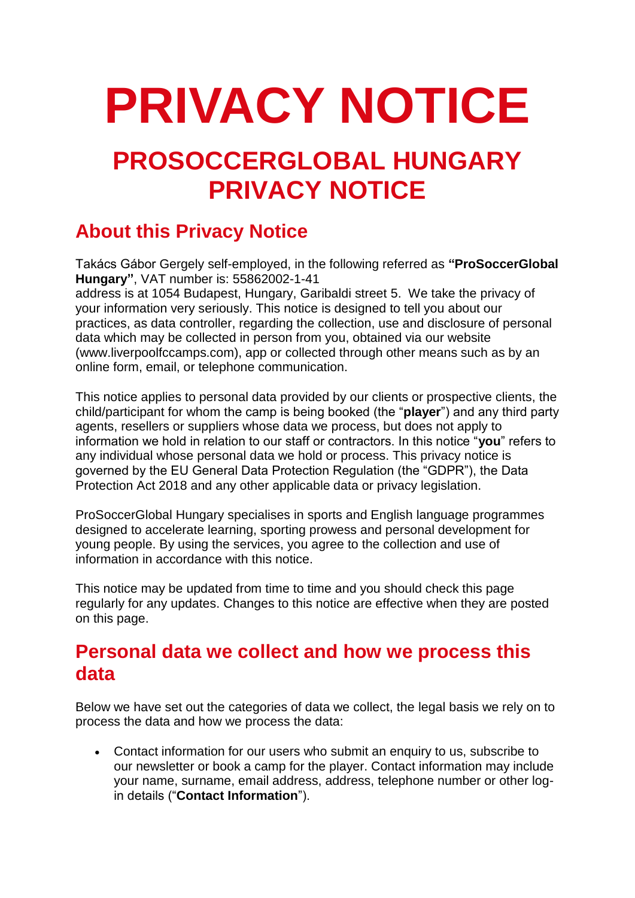# PRIVACY NOTICE

## PROSOCCERGLOBAL HUNGARY PRIVACY NOTICE

### About this Privacy Notice

Takács Gábor Gergely self-employed, in the following referred as **"ProSoccerGlobal Hungary"**, VAT number is: 55862002-1-41
address is at 1054 Budapest, Hungary, Garibaldi street 5. We take the privacy of your information very seriously. This notice is designed to tell you about our practices, as data controller, regarding the collection, use and disclosure of personal data which may be collected in person from you, obtained via our website (www.liverpoolfccamps.com), app or collected through other means such as by an online form, email, or telephone communication.

This notice applies to personal data provided by our clients or prospective clients, the child/participant for whom the camp is being booked (the "**player**") and any third party agents, resellers or suppliers whose data we process, but does not apply to information we hold in relation to our staff or contractors. In this notice "**you**" refers to any individual whose personal data we hold or process. This privacy notice is governed by the EU General Data Protection Regulation (the "GDPR"), the Data Protection Act 2018 and any other applicable data or privacy legislation.

ProSoccerGlobal Hungary specialises in sports and English language programmes designed to accelerate learning, sporting prowess and personal development for young people. By using the services, you agree to the collection and use of information in accordance with this notice.

This notice may be updated from time to time and you should check this page regularly for any updates. Changes to this notice are effective when they are posted on this page.

### Personal data we collect and how we process this data

Below we have set out the categories of data we collect, the legal basis we rely on to process the data and how we process the data:

- Contact information for our users who submit an enquiry to us, subscribe to our newsletter or book a camp for the player. Contact information may include your name, surname, email address, address, telephone number or other log-in details ("**Contact Information**").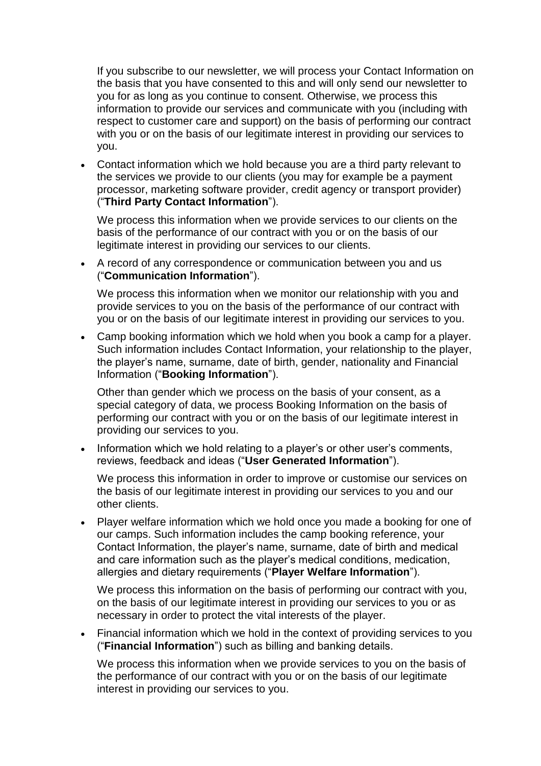If you subscribe to our newsletter, we will process your Contact Information on the basis that you have consented to this and will only send our newsletter to you for as long as you continue to consent. Otherwise, we process this information to provide our services and communicate with you (including with respect to customer care and support) on the basis of performing our contract with you or on the basis of our legitimate interest in providing our services to you.

- Contact information which we hold because you are a third party relevant to the services we provide to our clients (you may for example be a payment processor, marketing software provider, credit agency or transport provider) ("**Third Party Contact Information**").

  We process this information when we provide services to our clients on the basis of the performance of our contract with you or on the basis of our legitimate interest in providing our services to our clients.

- A record of any correspondence or communication between you and us ("**Communication Information**").

  We process this information when we monitor our relationship with you and provide services to you on the basis of the performance of our contract with you or on the basis of our legitimate interest in providing our services to you.

- Camp booking information which we hold when you book a camp for a player. Such information includes Contact Information, your relationship to the player, the player's name, surname, date of birth, gender, nationality and Financial Information ("**Booking Information**").

  Other than gender which we process on the basis of your consent, as a special category of data, we process Booking Information on the basis of performing our contract with you or on the basis of our legitimate interest in providing our services to you.

- Information which we hold relating to a player's or other user's comments, reviews, feedback and ideas ("**User Generated Information**").

  We process this information in order to improve or customise our services on the basis of our legitimate interest in providing our services to you and our other clients.

- Player welfare information which we hold once you made a booking for one of our camps. Such information includes the camp booking reference, your Contact Information, the player's name, surname, date of birth and medical and care information such as the player's medical conditions, medication, allergies and dietary requirements ("**Player Welfare Information**").

  We process this information on the basis of performing our contract with you, on the basis of our legitimate interest in providing our services to you or as necessary in order to protect the vital interests of the player.

- Financial information which we hold in the context of providing services to you ("**Financial Information**") such as billing and banking details.

  We process this information when we provide services to you on the basis of the performance of our contract with you or on the basis of our legitimate interest in providing our services to you.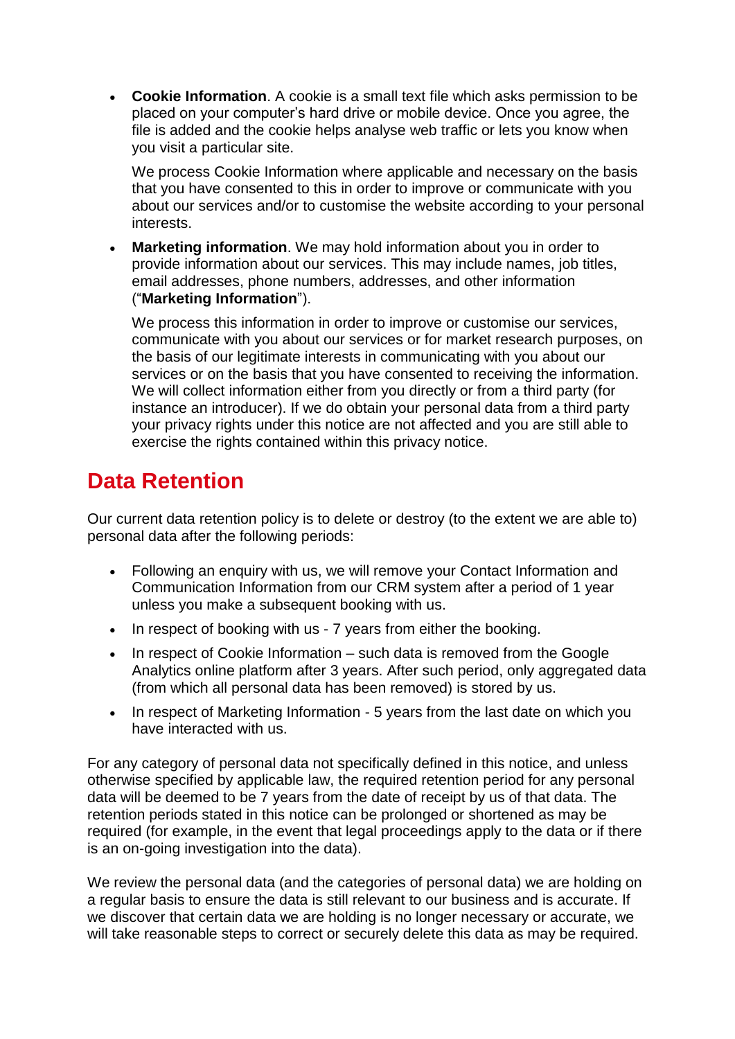- **Cookie Information**. A cookie is a small text file which asks permission to be placed on your computer's hard drive or mobile device. Once you agree, the file is added and the cookie helps analyse web traffic or lets you know when you visit a particular site.

  We process Cookie Information where applicable and necessary on the basis that you have consented to this in order to improve or communicate with you about our services and/or to customise the website according to your personal interests.

- **Marketing information**. We may hold information about you in order to provide information about our services. This may include names, job titles, email addresses, phone numbers, addresses, and other information ("**Marketing Information**").

  We process this information in order to improve or customise our services, communicate with you about our services or for market research purposes, on the basis of our legitimate interests in communicating with you about our services or on the basis that you have consented to receiving the information. We will collect information either from you directly or from a third party (for instance an introducer). If we do obtain your personal data from a third party your privacy rights under this notice are not affected and you are still able to exercise the rights contained within this privacy notice.

## Data Retention

Our current data retention policy is to delete or destroy (to the extent we are able to) personal data after the following periods:

- Following an enquiry with us, we will remove your Contact Information and Communication Information from our CRM system after a period of 1 year unless you make a subsequent booking with us.
- In respect of booking with us - 7 years from either the booking.
- In respect of Cookie Information – such data is removed from the Google Analytics online platform after 3 years. After such period, only aggregated data (from which all personal data has been removed) is stored by us.
- In respect of Marketing Information - 5 years from the last date on which you have interacted with us.

For any category of personal data not specifically defined in this notice, and unless otherwise specified by applicable law, the required retention period for any personal data will be deemed to be 7 years from the date of receipt by us of that data. The retention periods stated in this notice can be prolonged or shortened as may be required (for example, in the event that legal proceedings apply to the data or if there is an on-going investigation into the data).

We review the personal data (and the categories of personal data) we are holding on a regular basis to ensure the data is still relevant to our business and is accurate. If we discover that certain data we are holding is no longer necessary or accurate, we will take reasonable steps to correct or securely delete this data as may be required.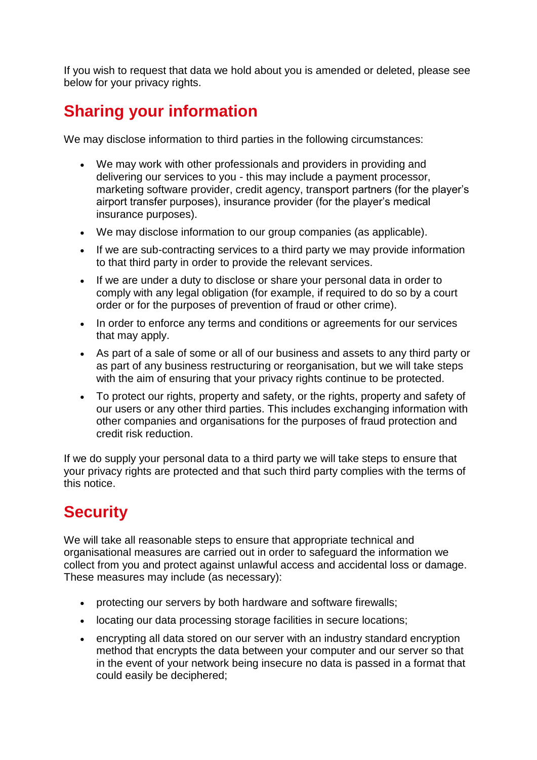If you wish to request that data we hold about you is amended or deleted, please see below for your privacy rights.

## Sharing your information

We may disclose information to third parties in the following circumstances:

- We may work with other professionals and providers in providing and delivering our services to you - this may include a payment processor, marketing software provider, credit agency, transport partners (for the player's airport transfer purposes), insurance provider (for the player's medical insurance purposes).
- We may disclose information to our group companies (as applicable).
- If we are sub-contracting services to a third party we may provide information to that third party in order to provide the relevant services.
- If we are under a duty to disclose or share your personal data in order to comply with any legal obligation (for example, if required to do so by a court order or for the purposes of prevention of fraud or other crime).
- In order to enforce any terms and conditions or agreements for our services that may apply.
- As part of a sale of some or all of our business and assets to any third party or as part of any business restructuring or reorganisation, but we will take steps with the aim of ensuring that your privacy rights continue to be protected.
- To protect our rights, property and safety, or the rights, property and safety of our users or any other third parties. This includes exchanging information with other companies and organisations for the purposes of fraud protection and credit risk reduction.

If we do supply your personal data to a third party we will take steps to ensure that your privacy rights are protected and that such third party complies with the terms of this notice.

## Security

We will take all reasonable steps to ensure that appropriate technical and organisational measures are carried out in order to safeguard the information we collect from you and protect against unlawful access and accidental loss or damage. These measures may include (as necessary):

- protecting our servers by both hardware and software firewalls;
- locating our data processing storage facilities in secure locations;
- encrypting all data stored on our server with an industry standard encryption method that encrypts the data between your computer and our server so that in the event of your network being insecure no data is passed in a format that could easily be deciphered;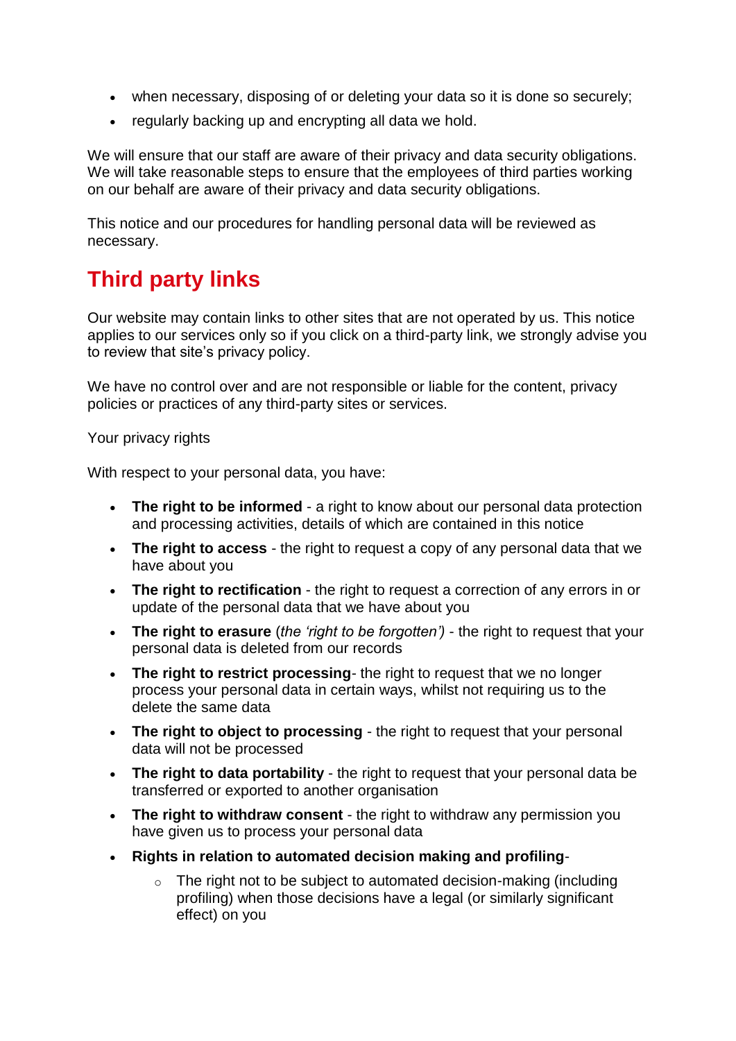- when necessary, disposing of or deleting your data so it is done so securely;
- regularly backing up and encrypting all data we hold.

We will ensure that our staff are aware of their privacy and data security obligations. We will take reasonable steps to ensure that the employees of third parties working on our behalf are aware of their privacy and data security obligations.

This notice and our procedures for handling personal data will be reviewed as necessary.

## Third party links

Our website may contain links to other sites that are not operated by us. This notice applies to our services only so if you click on a third-party link, we strongly advise you to review that site's privacy policy.

We have no control over and are not responsible or liable for the content, privacy policies or practices of any third-party sites or services.

Your privacy rights

With respect to your personal data, you have:

- **The right to be informed** - a right to know about our personal data protection and processing activities, details of which are contained in this notice
- **The right to access** - the right to request a copy of any personal data that we have about you
- **The right to rectification** - the right to request a correction of any errors in or update of the personal data that we have about you
- **The right to erasure** (*the 'right to be forgotten')* - the right to request that your personal data is deleted from our records
- **The right to restrict processing**- the right to request that we no longer process your personal data in certain ways, whilst not requiring us to the delete the same data
- **The right to object to processing** - the right to request that your personal data will not be processed
- **The right to data portability** - the right to request that your personal data be transferred or exported to another organisation
- **The right to withdraw consent** - the right to withdraw any permission you have given us to process your personal data
- **Rights in relation to automated decision making and profiling**-
    - The right not to be subject to automated decision-making (including profiling) when those decisions have a legal (or similarly significant effect) on you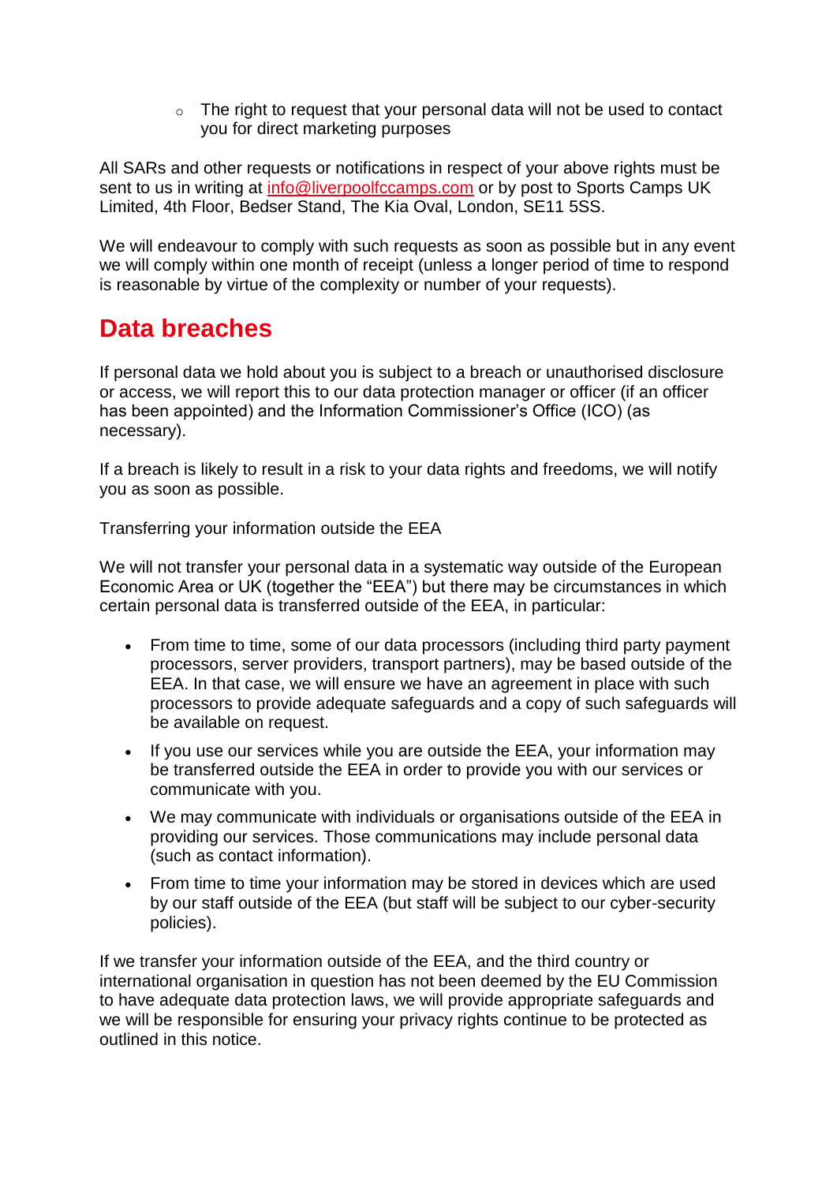- The right to request that your personal data will not be used to contact you for direct marketing purposes

All SARs and other requests or notifications in respect of your above rights must be sent to us in writing at [info@liverpoolfccamps.com](mailto:info@liverpoolfccamps.com) or by post to Sports Camps UK Limited, 4th Floor, Bedser Stand, The Kia Oval, London, SE11 5SS.

We will endeavour to comply with such requests as soon as possible but in any event we will comply within one month of receipt (unless a longer period of time to respond is reasonable by virtue of the complexity or number of your requests).

## Data breaches

If personal data we hold about you is subject to a breach or unauthorised disclosure or access, we will report this to our data protection manager or officer (if an officer has been appointed) and the Information Commissioner's Office (ICO) (as necessary).

If a breach is likely to result in a risk to your data rights and freedoms, we will notify you as soon as possible.

Transferring your information outside the EEA

We will not transfer your personal data in a systematic way outside of the European Economic Area or UK (together the "EEA") but there may be circumstances in which certain personal data is transferred outside of the EEA, in particular:

- From time to time, some of our data processors (including third party payment processors, server providers, transport partners), may be based outside of the EEA. In that case, we will ensure we have an agreement in place with such processors to provide adequate safeguards and a copy of such safeguards will be available on request.
- If you use our services while you are outside the EEA, your information may be transferred outside the EEA in order to provide you with our services or communicate with you.
- We may communicate with individuals or organisations outside of the EEA in providing our services. Those communications may include personal data (such as contact information).
- From time to time your information may be stored in devices which are used by our staff outside of the EEA (but staff will be subject to our cyber-security policies).

If we transfer your information outside of the EEA, and the third country or international organisation in question has not been deemed by the EU Commission to have adequate data protection laws, we will provide appropriate safeguards and we will be responsible for ensuring your privacy rights continue to be protected as outlined in this notice.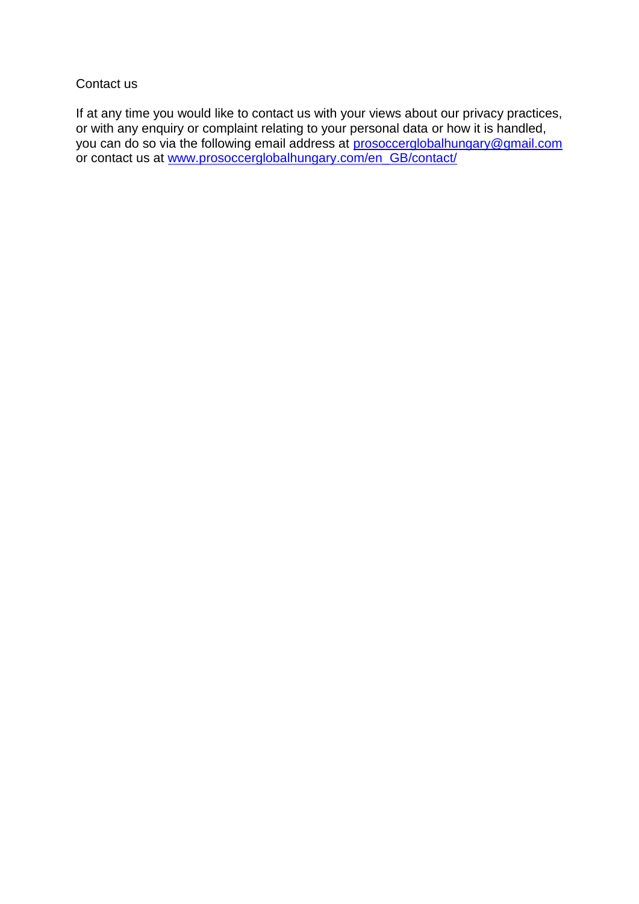Contact us

If at any time you would like to contact us with your views about our privacy practices, or with any enquiry or complaint relating to your personal data or how it is handled, you can do so via the following email address at prosoccerglobalhungary@gmail.com or contact us at www.prosoccerglobalhungary.com/en_GB/contact/